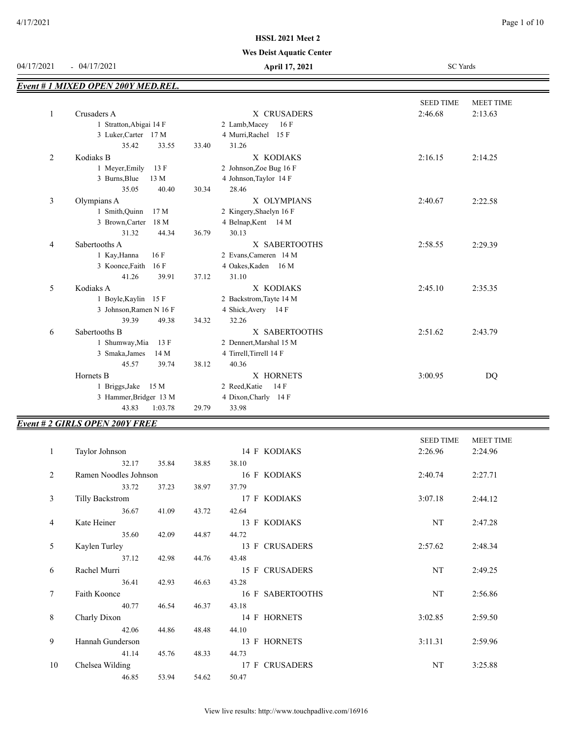**HSSL 2021 Meet 2**

**Wes Deist Aquatic Center**

04/17/2021 - 04/17/2021 **April 17, 2021** SC Yards

## *Event # 1 MIXED OPEN 200Y MED.REL.*

| | | | SEED TIME | MEET TIME |
|---|---|---|---|---|
| 1 | Crusaders A | X CRUSADERS | 2:46.68 | 2:13.63 |
| | 1 Stratton,Abigai 14 F / 2 Lamb,Macey 16 F / 3 Luker,Carter 17 M / 4 Murri,Rachel 15 F | | | |
| | 35.42 33.55 33.40 31.26 | | | |
| 2 | Kodiaks B | X KODIAKS | 2:16.15 | 2:14.25 |
| | 1 Meyer,Emily 13 F / 2 Johnson,Zoe Bug 16 F / 3 Burns,Blue 13 M / 4 Johnson,Taylor 14 F | | | |
| | 35.05 40.40 30.34 28.46 | | | |
| 3 | Olympians A | X OLYMPIANS | 2:40.67 | 2:22.58 |
| | 1 Smith,Quinn 17 M / 2 Kingery,Shaelyn 16 F / 3 Brown,Carter 18 M / 4 Belnap,Kent 14 M | | | |
| | 31.32 44.34 36.79 30.13 | | | |
| 4 | Sabertooths A | X SABERTOOTHS | 2:58.55 | 2:29.39 |
| | 1 Kay,Hanna 16 F / 2 Evans,Cameren 14 M / 3 Koonce,Faith 16 F / 4 Oakes,Kaden 16 M | | | |
| | 41.26 39.91 37.12 31.10 | | | |
| 5 | Kodiaks A | X KODIAKS | 2:45.10 | 2:35.35 |
| | 1 Boyle,Kaylin 15 F / 2 Backstrom,Tayte 14 M / 3 Johnson,Ramen N 16 F / 4 Shick,Avery 14 F | | | |
| | 39.39 49.38 34.32 32.26 | | | |
| 6 | Sabertooths B | X SABERTOOTHS | 2:51.62 | 2:43.79 |
| | 1 Shumway,Mia 13 F / 2 Dennert,Marshal 15 M / 3 Smaka,James 14 M / 4 Tirrell,Tirrell 14 F | | | |
| | 45.57 39.74 38.12 40.36 | | | |
| | Hornets B | X HORNETS | 3:00.95 | DQ |
| | 1 Briggs,Jake 15 M / 2 Reed,Katie 14 F / 3 Hammer,Bridger 13 M / 4 Dixon,Charly 14 F | | | |
| | 43.83 1:03.78 29.79 33.98 | | | |

## *Event # 2 GIRLS OPEN 200Y FREE*

| | | | SEED TIME | MEET TIME |
|---|---|---|---|---|
| 1 | Taylor Johnson | 14 F KODIAKS | 2:26.96 | 2:24.96 |
| | 32.17 35.84 38.85 38.10 | | | |
| 2 | Ramen Noodles Johnson | 16 F KODIAKS | 2:40.74 | 2:27.71 |
| | 33.72 37.23 38.97 37.79 | | | |
| 3 | Tilly Backstrom | 17 F KODIAKS | 3:07.18 | 2:44.12 |
| | 36.67 41.09 43.72 42.64 | | | |
| 4 | Kate Heiner | 13 F KODIAKS | NT | 2:47.28 |
| | 35.60 42.09 44.87 44.72 | | | |
| 5 | Kaylen Turley | 13 F CRUSADERS | 2:57.62 | 2:48.34 |
| | 37.12 42.98 44.76 43.48 | | | |
| 6 | Rachel Murri | 15 F CRUSADERS | NT | 2:49.25 |
| | 36.41 42.93 46.63 43.28 | | | |
| 7 | Faith Koonce | 16 F SABERTOOTHS | NT | 2:56.86 |
| | 40.77 46.54 46.37 43.18 | | | |
| 8 | Charly Dixon | 14 F HORNETS | 3:02.85 | 2:59.50 |
| | 42.06 44.86 48.48 44.10 | | | |
| 9 | Hannah Gunderson | 13 F HORNETS | 3:11.31 | 2:59.96 |
| | 41.14 45.76 48.33 44.73 | | | |
| 10 | Chelsea Wilding | 17 F CRUSADERS | NT | 3:25.88 |
| | 46.85 53.94 54.62 50.47 | | | |

View live results: http://www.touchpadlive.com/16916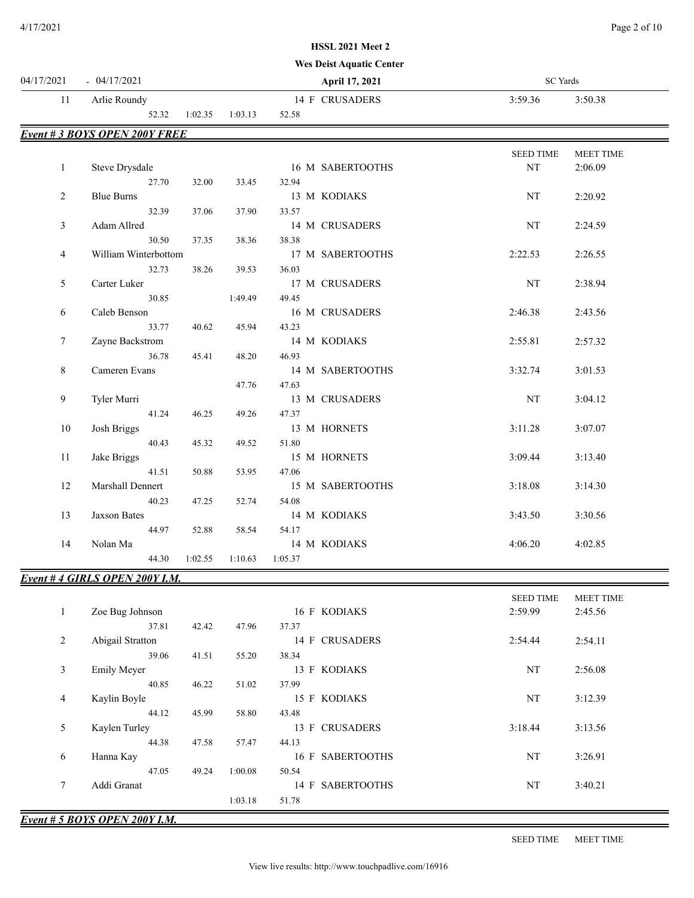**HSSL 2021 Meet 2**

**Wes Deist Aquatic Center**

04/17/2021 - 04/17/2021 **April 17, 2021** SC Yards

| Place | Name | Age | Sex | Team | Seed Time | Meet Time |
|---|---|---|---|---|---|---|
| 11 | Arlie Roundy | 14 | F | CRUSADERS | 3:59.36 | 3:50.38 |
| | 52.32 1:02.35 1:03.13 52.58 | | | | | |

## *Event # 3 BOYS OPEN 200Y FREE*

| Place | Name | Age | Sex | Team | SEED TIME | MEET TIME |
|---|---|---|---|---|---|---|
| 1 | Steve Drysdale | 16 | M | SABERTOOTHS | NT | 2:06.09 |
| | 27.70 32.00 33.45 32.94 | | | | | |
| 2 | Blue Burns | 13 | M | KODIAKS | NT | 2:20.92 |
| | 32.39 37.06 37.90 33.57 | | | | | |
| 3 | Adam Allred | 14 | M | CRUSADERS | NT | 2:24.59 |
| | 30.50 37.35 38.36 38.38 | | | | | |
| 4 | William Winterbottom | 17 | M | SABERTOOTHS | 2:22.53 | 2:26.55 |
| | 32.73 38.26 39.53 36.03 | | | | | |
| 5 | Carter Luker | 17 | M | CRUSADERS | NT | 2:38.94 |
| | 30.85 1:49.49 49.45 | | | | | |
| 6 | Caleb Benson | 16 | M | CRUSADERS | 2:46.38 | 2:43.56 |
| | 33.77 40.62 45.94 43.23 | | | | | |
| 7 | Zayne Backstrom | 14 | M | KODIAKS | 2:55.81 | 2:57.32 |
| | 36.78 45.41 48.20 46.93 | | | | | |
| 8 | Cameren Evans | 14 | M | SABERTOOTHS | 3:32.74 | 3:01.53 |
| | 47.76 47.63 | | | | | |
| 9 | Tyler Murri | 13 | M | CRUSADERS | NT | 3:04.12 |
| | 41.24 46.25 49.26 47.37 | | | | | |
| 10 | Josh Briggs | 13 | M | HORNETS | 3:11.28 | 3:07.07 |
| | 40.43 45.32 49.52 51.80 | | | | | |
| 11 | Jake Briggs | 15 | M | HORNETS | 3:09.44 | 3:13.40 |
| | 41.51 50.88 53.95 47.06 | | | | | |
| 12 | Marshall Dennert | 15 | M | SABERTOOTHS | 3:18.08 | 3:14.30 |
| | 40.23 47.25 52.74 54.08 | | | | | |
| 13 | Jaxson Bates | 14 | M | KODIAKS | 3:43.50 | 3:30.56 |
| | 44.97 52.88 58.54 54.17 | | | | | |
| 14 | Nolan Ma | 14 | M | KODIAKS | 4:06.20 | 4:02.85 |
| | 44.30 1:02.55 1:10.63 1:05.37 | | | | | |

## *Event # 4 GIRLS OPEN 200Y I.M.*

| Place | Name | Age | Sex | Team | SEED TIME | MEET TIME |
|---|---|---|---|---|---|---|
| 1 | Zoe Bug Johnson | 16 | F | KODIAKS | 2:59.99 | 2:45.56 |
| | 37.81 42.42 47.96 37.37 | | | | | |
| 2 | Abigail Stratton | 14 | F | CRUSADERS | 2:54.44 | 2:54.11 |
| | 39.06 41.51 55.20 38.34 | | | | | |
| 3 | Emily Meyer | 13 | F | KODIAKS | NT | 2:56.08 |
| | 40.85 46.22 51.02 37.99 | | | | | |
| 4 | Kaylin Boyle | 15 | F | KODIAKS | NT | 3:12.39 |
| | 44.12 45.99 58.80 43.48 | | | | | |
| 5 | Kaylen Turley | 13 | F | CRUSADERS | 3:18.44 | 3:13.56 |
| | 44.38 47.58 57.47 44.13 | | | | | |
| 6 | Hanna Kay | 16 | F | SABERTOOTHS | NT | 3:26.91 |
| | 47.05 49.24 1:00.08 50.54 | | | | | |
| 7 | Addi Granat | 14 | F | SABERTOOTHS | NT | 3:40.21 |
| | 1:03.18 51.78 | | | | | |

## *Event # 5 BOYS OPEN 200Y I.M.*

SEED TIME MEET TIME

View live results: http://www.touchpadlive.com/16916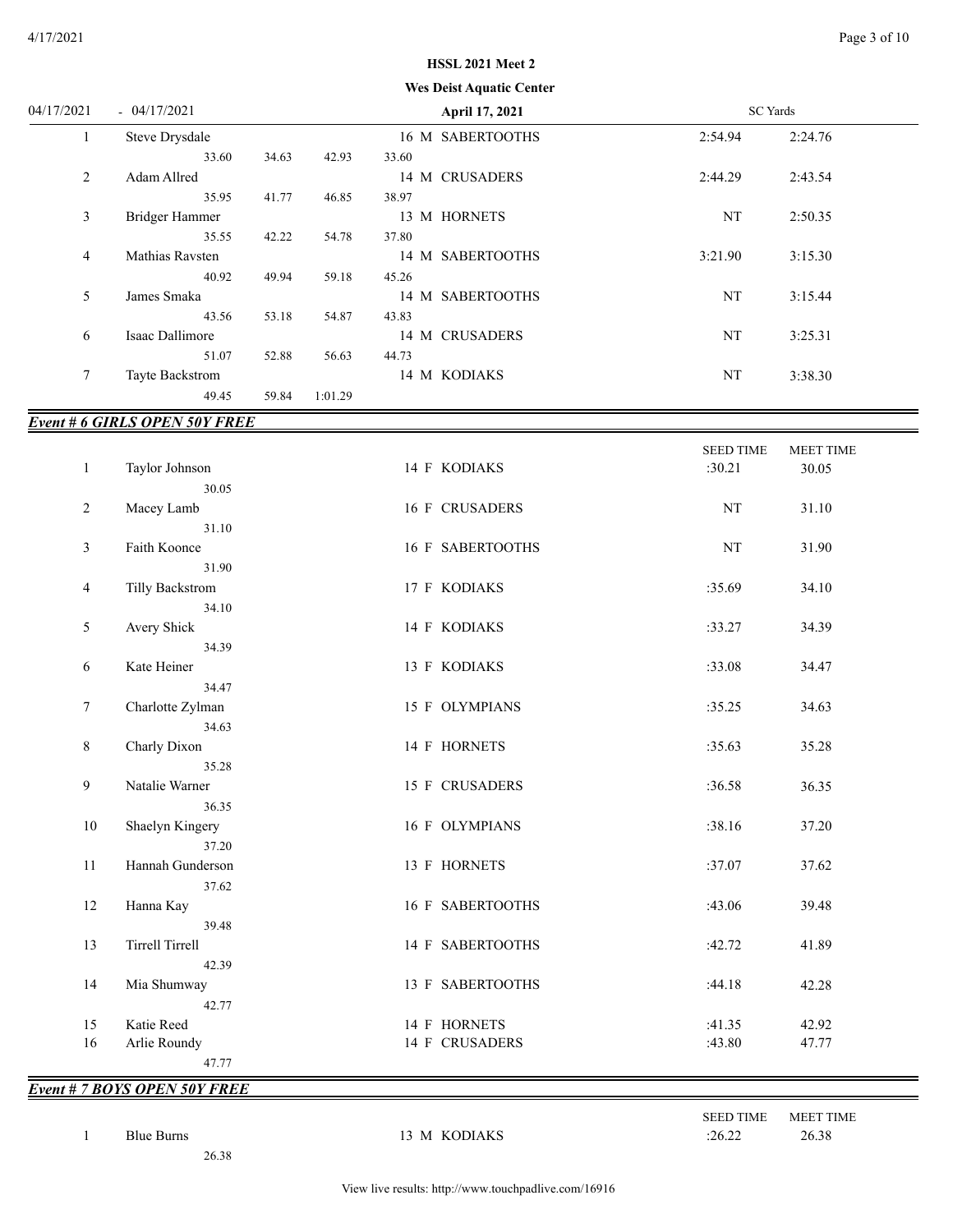**HSSL 2021 Meet 2**

**Wes Deist Aquatic Center**

04/17/2021 - 04/17/2021 **April 17, 2021** SC Yards

| Place | Name | Age | Gender | Team | Seed Time | Meet Time |
|---|---|---|---|---|---|---|
| 1 | Steve Drysdale | 16 | M | SABERTOOTHS | 2:54.94 | 2:24.76 |
| | 33.60 34.63 42.93 33.60 | | | | | |
| 2 | Adam Allred | 14 | M | CRUSADERS | 2:44.29 | 2:43.54 |
| | 35.95 41.77 46.85 38.97 | | | | | |
| 3 | Bridger Hammer | 13 | M | HORNETS | NT | 2:50.35 |
| | 35.55 42.22 54.78 37.80 | | | | | |
| 4 | Mathias Ravsten | 14 | M | SABERTOOTHS | 3:21.90 | 3:15.30 |
| | 40.92 49.94 59.18 45.26 | | | | | |
| 5 | James Smaka | 14 | M | SABERTOOTHS | NT | 3:15.44 |
| | 43.56 53.18 54.87 43.83 | | | | | |
| 6 | Isaac Dallimore | 14 | M | CRUSADERS | NT | 3:25.31 |
| | 51.07 52.88 56.63 44.73 | | | | | |
| 7 | Tayte Backstrom | 14 | M | KODIAKS | NT | 3:38.30 |
| | 49.45 59.84 1:01.29 | | | | | |

## *Event # 6 GIRLS OPEN 50Y FREE*

| Place | Name | Age | Gender | Team | SEED TIME | MEET TIME |
|---|---|---|---|---|---|---|
| 1 | Taylor Johnson | 14 | F | KODIAKS | :30.21 | 30.05 |
| | 30.05 | | | | | |
| 2 | Macey Lamb | 16 | F | CRUSADERS | NT | 31.10 |
| | 31.10 | | | | | |
| 3 | Faith Koonce | 16 | F | SABERTOOTHS | NT | 31.90 |
| | 31.90 | | | | | |
| 4 | Tilly Backstrom | 17 | F | KODIAKS | :35.69 | 34.10 |
| | 34.10 | | | | | |
| 5 | Avery Shick | 14 | F | KODIAKS | :33.27 | 34.39 |
| | 34.39 | | | | | |
| 6 | Kate Heiner | 13 | F | KODIAKS | :33.08 | 34.47 |
| | 34.47 | | | | | |
| 7 | Charlotte Zylman | 15 | F | OLYMPIANS | :35.25 | 34.63 |
| | 34.63 | | | | | |
| 8 | Charly Dixon | 14 | F | HORNETS | :35.63 | 35.28 |
| | 35.28 | | | | | |
| 9 | Natalie Warner | 15 | F | CRUSADERS | :36.58 | 36.35 |
| | 36.35 | | | | | |
| 10 | Shaelyn Kingery | 16 | F | OLYMPIANS | :38.16 | 37.20 |
| | 37.20 | | | | | |
| 11 | Hannah Gunderson | 13 | F | HORNETS | :37.07 | 37.62 |
| | 37.62 | | | | | |
| 12 | Hanna Kay | 16 | F | SABERTOOTHS | :43.06 | 39.48 |
| | 39.48 | | | | | |
| 13 | Tirrell Tirrell | 14 | F | SABERTOOTHS | :42.72 | 41.89 |
| | 42.39 | | | | | |
| 14 | Mia Shumway | 13 | F | SABERTOOTHS | :44.18 | 42.28 |
| | 42.77 | | | | | |
| 15 | Katie Reed | 14 | F | HORNETS | :41.35 | 42.92 |
| 16 | Arlie Roundy | 14 | F | CRUSADERS | :43.80 | 47.77 |
| | 47.77 | | | | | |

## *Event # 7 BOYS OPEN 50Y FREE*

| Place | Name | Age | Gender | Team | SEED TIME | MEET TIME |
|---|---|---|---|---|---|---|
| 1 | Blue Burns | 13 | M | KODIAKS | :26.22 | 26.38 |
| | 26.38 | | | | | |

View live results: http://www.touchpadlive.com/16916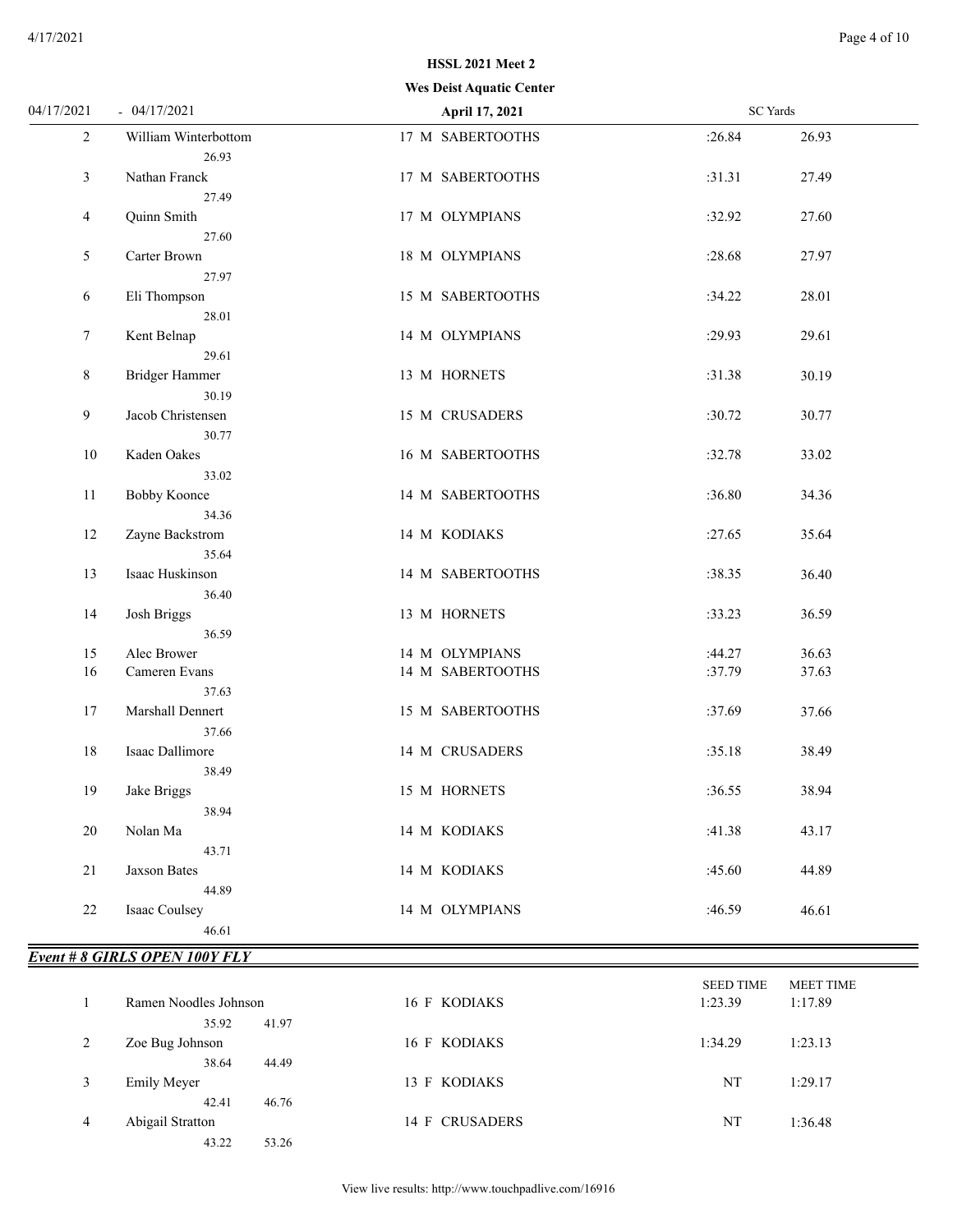HSSL 2021 Meet 2

Wes Deist Aquatic Center

04/17/2021 - 04/17/2021 | April 17, 2021 | SC Yards

| Place | Name | Age | Sex | Team | Seed Time | Meet Time |
|---|---|---|---|---|---|---|
| 2 | William Winterbottom | 17 | M | SABERTOOTHS | :26.84 | 26.93 |
| | 26.93 | | | | | |
| 3 | Nathan Franck | 17 | M | SABERTOOTHS | :31.31 | 27.49 |
| | 27.49 | | | | | |
| 4 | Quinn Smith | 17 | M | OLYMPIANS | :32.92 | 27.60 |
| | 27.60 | | | | | |
| 5 | Carter Brown | 18 | M | OLYMPIANS | :28.68 | 27.97 |
| | 27.97 | | | | | |
| 6 | Eli Thompson | 15 | M | SABERTOOTHS | :34.22 | 28.01 |
| | 28.01 | | | | | |
| 7 | Kent Belnap | 14 | M | OLYMPIANS | :29.93 | 29.61 |
| | 29.61 | | | | | |
| 8 | Bridger Hammer | 13 | M | HORNETS | :31.38 | 30.19 |
| | 30.19 | | | | | |
| 9 | Jacob Christensen | 15 | M | CRUSADERS | :30.72 | 30.77 |
| | 30.77 | | | | | |
| 10 | Kaden Oakes | 16 | M | SABERTOOTHS | :32.78 | 33.02 |
| | 33.02 | | | | | |
| 11 | Bobby Koonce | 14 | M | SABERTOOTHS | :36.80 | 34.36 |
| | 34.36 | | | | | |
| 12 | Zayne Backstrom | 14 | M | KODIAKS | :27.65 | 35.64 |
| | 35.64 | | | | | |
| 13 | Isaac Huskinson | 14 | M | SABERTOOTHS | :38.35 | 36.40 |
| | 36.40 | | | | | |
| 14 | Josh Briggs | 13 | M | HORNETS | :33.23 | 36.59 |
| | 36.59 | | | | | |
| 15 | Alec Brower | 14 | M | OLYMPIANS | :44.27 | 36.63 |
| 16 | Cameren Evans | 14 | M | SABERTOOTHS | :37.79 | 37.63 |
| | 37.63 | | | | | |
| 17 | Marshall Dennert | 15 | M | SABERTOOTHS | :37.69 | 37.66 |
| | 37.66 | | | | | |
| 18 | Isaac Dallimore | 14 | M | CRUSADERS | :35.18 | 38.49 |
| | 38.49 | | | | | |
| 19 | Jake Briggs | 15 | M | HORNETS | :36.55 | 38.94 |
| | 38.94 | | | | | |
| 20 | Nolan Ma | 14 | M | KODIAKS | :41.38 | 43.17 |
| | 43.71 | | | | | |
| 21 | Jaxson Bates | 14 | M | KODIAKS | :45.60 | 44.89 |
| | 44.89 | | | | | |
| 22 | Isaac Coulsey | 14 | M | OLYMPIANS | :46.59 | 46.61 |
| | 46.61 | | | | | |

## *Event # 8 GIRLS OPEN 100Y FLY*

| Place | Name | Age | Sex | Team | SEED TIME | MEET TIME |
|---|---|---|---|---|---|---|
| 1 | Ramen Noodles Johnson | 16 | F | KODIAKS | 1:23.39 | 1:17.89 |
| | 35.92 41.97 | | | | | |
| 2 | Zoe Bug Johnson | 16 | F | KODIAKS | 1:34.29 | 1:23.13 |
| | 38.64 44.49 | | | | | |
| 3 | Emily Meyer | 13 | F | KODIAKS | NT | 1:29.17 |
| | 42.41 46.76 | | | | | |
| 4 | Abigail Stratton | 14 | F | CRUSADERS | NT | 1:36.48 |
| | 43.22 53.26 | | | | | |

View live results: http://www.touchpadlive.com/16916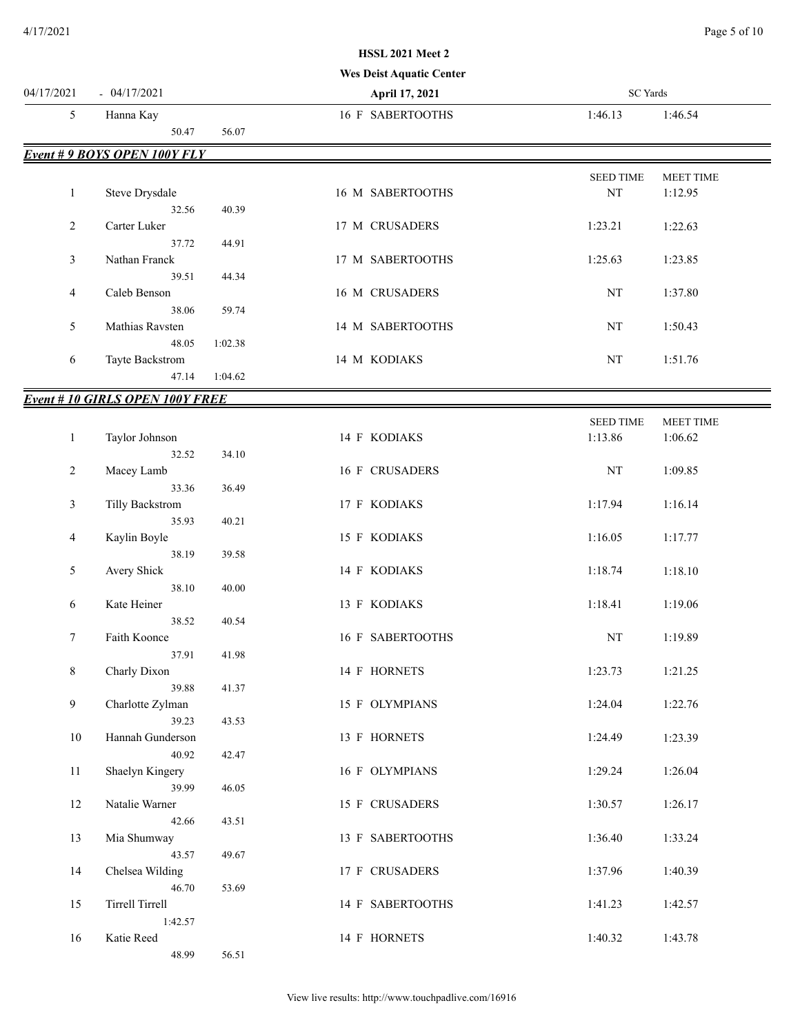**HSSL 2021 Meet 2**

**Wes Deist Aquatic Center**

04/17/2021 - 04/17/2021 **April 17, 2021** SC Yards

| | Name | Age | Sex | Team | Seed Time | Meet Time |
|---|---|---|---|---|---|---|
| 5 | Hanna Kay<br>50.47 56.07 | 16 | F | SABERTOOTHS | 1:46.13 | 1:46.54 |

### *Event # 9 BOYS OPEN 100Y FLY*

| | Name | Age | Sex | Team | SEED TIME | MEET TIME |
|---|---|---|---|---|---|---|
| 1 | Steve Drysdale<br>32.56 40.39 | 16 | M | SABERTOOTHS | NT | 1:12.95 |
| 2 | Carter Luker<br>37.72 44.91 | 17 | M | CRUSADERS | 1:23.21 | 1:22.63 |
| 3 | Nathan Franck<br>39.51 44.34 | 17 | M | SABERTOOTHS | 1:25.63 | 1:23.85 |
| 4 | Caleb Benson<br>38.06 59.74 | 16 | M | CRUSADERS | NT | 1:37.80 |
| 5 | Mathias Ravsten<br>48.05 1:02.38 | 14 | M | SABERTOOTHS | NT | 1:50.43 |
| 6 | Tayte Backstrom<br>47.14 1:04.62 | 14 | M | KODIAKS | NT | 1:51.76 |

### *Event # 10 GIRLS OPEN 100Y FREE*

| | Name | Age | Sex | Team | SEED TIME | MEET TIME |
|---|---|---|---|---|---|---|
| 1 | Taylor Johnson<br>32.52 34.10 | 14 | F | KODIAKS | 1:13.86 | 1:06.62 |
| 2 | Macey Lamb<br>33.36 36.49 | 16 | F | CRUSADERS | NT | 1:09.85 |
| 3 | Tilly Backstrom<br>35.93 40.21 | 17 | F | KODIAKS | 1:17.94 | 1:16.14 |
| 4 | Kaylin Boyle<br>38.19 39.58 | 15 | F | KODIAKS | 1:16.05 | 1:17.77 |
| 5 | Avery Shick<br>38.10 40.00 | 14 | F | KODIAKS | 1:18.74 | 1:18.10 |
| 6 | Kate Heiner<br>38.52 40.54 | 13 | F | KODIAKS | 1:18.41 | 1:19.06 |
| 7 | Faith Koonce<br>37.91 41.98 | 16 | F | SABERTOOTHS | NT | 1:19.89 |
| 8 | Charly Dixon<br>39.88 41.37 | 14 | F | HORNETS | 1:23.73 | 1:21.25 |
| 9 | Charlotte Zylman<br>39.23 43.53 | 15 | F | OLYMPIANS | 1:24.04 | 1:22.76 |
| 10 | Hannah Gunderson<br>40.92 42.47 | 13 | F | HORNETS | 1:24.49 | 1:23.39 |
| 11 | Shaelyn Kingery<br>39.99 46.05 | 16 | F | OLYMPIANS | 1:29.24 | 1:26.04 |
| 12 | Natalie Warner<br>42.66 43.51 | 15 | F | CRUSADERS | 1:30.57 | 1:26.17 |
| 13 | Mia Shumway<br>43.57 49.67 | 13 | F | SABERTOOTHS | 1:36.40 | 1:33.24 |
| 14 | Chelsea Wilding<br>46.70 53.69 | 17 | F | CRUSADERS | 1:37.96 | 1:40.39 |
| 15 | Tirrell Tirrell<br>1:42.57 | 14 | F | SABERTOOTHS | 1:41.23 | 1:42.57 |
| 16 | Katie Reed<br>48.99 56.51 | 14 | F | HORNETS | 1:40.32 | 1:43.78 |

View live results: http://www.touchpadlive.com/16916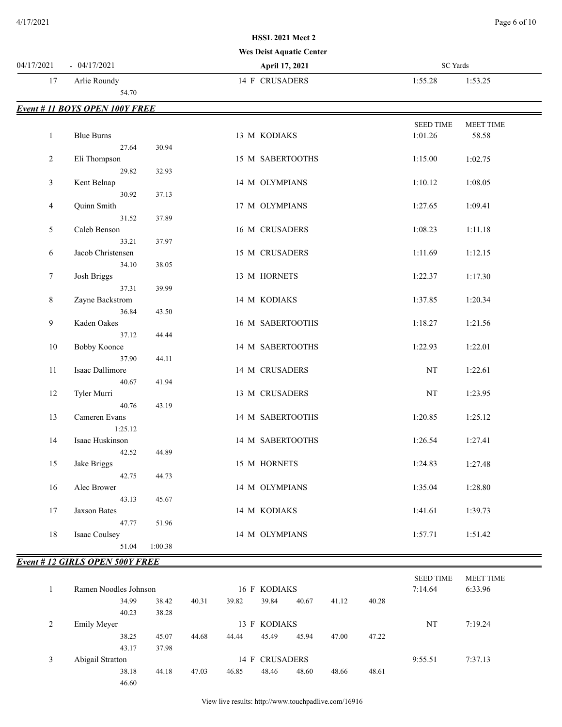**HSSL 2021 Meet 2**

**Wes Deist Aquatic Center**

04/17/2021 - 04/17/2021 **April 17, 2021** SC Yards

| Place | Name | Age | Sex | Team | Seed Time | Meet Time |
|---|---|---|---|---|---|---|
| 17 | Arlie Roundy | 14 | F | CRUSADERS | 1:55.28 | 1:53.25 |
| | 54.70 | | | | | |

## Event # 11 BOYS OPEN 100Y FREE

| Place | Name | Age | Sex | Team | SEED TIME | MEET TIME |
|---|---|---|---|---|---|---|
| 1 | Blue Burns | 13 | M | KODIAKS | 1:01.26 | 58.58 |
| | 27.64 30.94 | | | | | |
| 2 | Eli Thompson | 15 | M | SABERTOOTHS | 1:15.00 | 1:02.75 |
| | 29.82 32.93 | | | | | |
| 3 | Kent Belnap | 14 | M | OLYMPIANS | 1:10.12 | 1:08.05 |
| | 30.92 37.13 | | | | | |
| 4 | Quinn Smith | 17 | M | OLYMPIANS | 1:27.65 | 1:09.41 |
| | 31.52 37.89 | | | | | |
| 5 | Caleb Benson | 16 | M | CRUSADERS | 1:08.23 | 1:11.18 |
| | 33.21 37.97 | | | | | |
| 6 | Jacob Christensen | 15 | M | CRUSADERS | 1:11.69 | 1:12.15 |
| | 34.10 38.05 | | | | | |
| 7 | Josh Briggs | 13 | M | HORNETS | 1:22.37 | 1:17.30 |
| | 37.31 39.99 | | | | | |
| 8 | Zayne Backstrom | 14 | M | KODIAKS | 1:37.85 | 1:20.34 |
| | 36.84 43.50 | | | | | |
| 9 | Kaden Oakes | 16 | M | SABERTOOTHS | 1:18.27 | 1:21.56 |
| | 37.12 44.44 | | | | | |
| 10 | Bobby Koonce | 14 | M | SABERTOOTHS | 1:22.93 | 1:22.01 |
| | 37.90 44.11 | | | | | |
| 11 | Isaac Dallimore | 14 | M | CRUSADERS | NT | 1:22.61 |
| | 40.67 41.94 | | | | | |
| 12 | Tyler Murri | 13 | M | CRUSADERS | NT | 1:23.95 |
| | 40.76 43.19 | | | | | |
| 13 | Cameren Evans | 14 | M | SABERTOOTHS | 1:20.85 | 1:25.12 |
| | 1:25.12 | | | | | |
| 14 | Isaac Huskinson | 14 | M | SABERTOOTHS | 1:26.54 | 1:27.41 |
| | 42.52 44.89 | | | | | |
| 15 | Jake Briggs | 15 | M | HORNETS | 1:24.83 | 1:27.48 |
| | 42.75 44.73 | | | | | |
| 16 | Alec Brower | 14 | M | OLYMPIANS | 1:35.04 | 1:28.80 |
| | 43.13 45.67 | | | | | |
| 17 | Jaxson Bates | 14 | M | KODIAKS | 1:41.61 | 1:39.73 |
| | 47.77 51.96 | | | | | |
| 18 | Isaac Coulsey | 14 | M | OLYMPIANS | 1:57.71 | 1:51.42 |
| | 51.04 1:00.38 | | | | | |

## Event # 12 GIRLS OPEN 500Y FREE

| Place | Name | Age | Sex | Team | SEED TIME | MEET TIME |
|---|---|---|---|---|---|---|
| 1 | Ramen Noodles Johnson | 16 | F | KODIAKS | 7:14.64 | 6:33.96 |
| | 34.99 38.42 40.31 39.82 39.84 40.67 41.12 40.28 40.23 38.28 | | | | | |
| 2 | Emily Meyer | 13 | F | KODIAKS | NT | 7:19.24 |
| | 38.25 45.07 44.68 44.44 45.49 45.94 47.00 47.22 43.17 37.98 | | | | | |
| 3 | Abigail Stratton | 14 | F | CRUSADERS | 9:55.51 | 7:37.13 |
| | 38.18 44.18 47.03 46.85 48.46 48.60 48.66 48.61 46.60 | | | | | |

View live results: http://www.touchpadlive.com/16916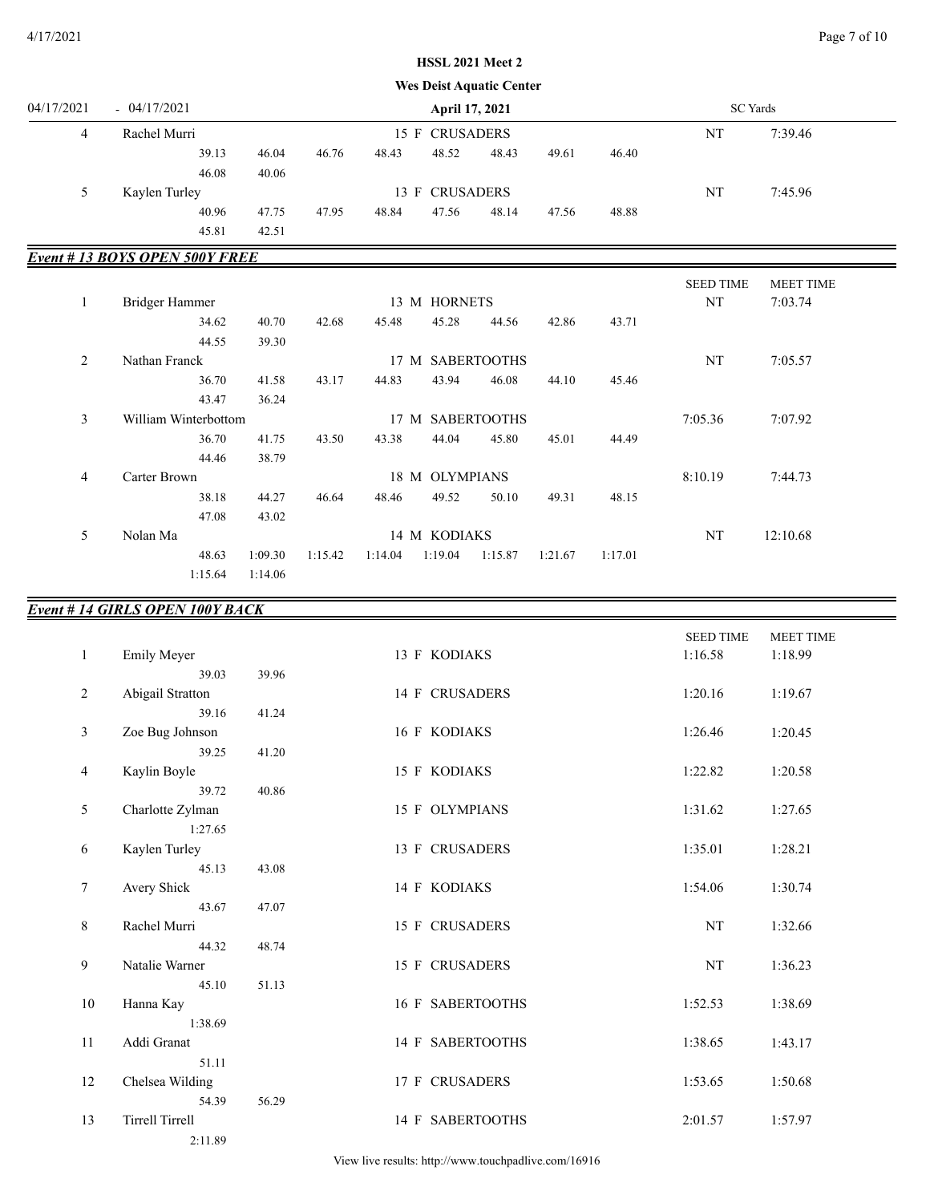**HSSL 2021 Meet 2**

**Wes Deist Aquatic Center**

04/17/2021 - 04/17/2021 | **April 17, 2021** | SC Yards

| Place | Name | Age | Sex | Team | Seed Time | Meet Time |
|---|---|---|---|---|---|---|
| 4 | Rachel Murri | 15 | F | CRUSADERS | NT | 7:39.46 |
| | 39.13 46.04 46.76 48.43 48.52 48.43 49.61 46.40 46.08 40.06 | | | | | |
| 5 | Kaylen Turley | 13 | F | CRUSADERS | NT | 7:45.96 |
| | 40.96 47.75 47.95 48.84 47.56 48.14 47.56 48.88 45.81 42.51 | | | | | |

## Event # 13 BOYS OPEN 500Y FREE

| Place | Name | Age | Sex | Team | SEED TIME | MEET TIME |
|---|---|---|---|---|---|---|
| 1 | Bridger Hammer | 13 | M | HORNETS | NT | 7:03.74 |
| | 34.62 40.70 42.68 45.48 45.28 44.56 42.86 43.71 44.55 39.30 | | | | | |
| 2 | Nathan Franck | 17 | M | SABERTOOTHS | NT | 7:05.57 |
| | 36.70 41.58 43.17 44.83 43.94 46.08 44.10 45.46 43.47 36.24 | | | | | |
| 3 | William Winterbottom | 17 | M | SABERTOOTHS | 7:05.36 | 7:07.92 |
| | 36.70 41.75 43.50 43.38 44.04 45.80 45.01 44.49 44.46 38.79 | | | | | |
| 4 | Carter Brown | 18 | M | OLYMPIANS | 8:10.19 | 7:44.73 |
| | 38.18 44.27 46.64 48.46 49.52 50.10 49.31 48.15 47.08 43.02 | | | | | |
| 5 | Nolan Ma | 14 | M | KODIAKS | NT | 12:10.68 |
| | 48.63 1:09.30 1:15.42 1:14.04 1:19.04 1:15.87 1:21.67 1:17.01 1:15.64 1:14.06 | | | | | |

## Event # 14 GIRLS OPEN 100Y BACK

| Place | Name | Age | Sex | Team | SEED TIME | MEET TIME |
|---|---|---|---|---|---|---|
| 1 | Emily Meyer | 13 | F | KODIAKS | 1:16.58 | 1:18.99 |
| | 39.03 39.96 | | | | | |
| 2 | Abigail Stratton | 14 | F | CRUSADERS | 1:20.16 | 1:19.67 |
| | 39.16 41.24 | | | | | |
| 3 | Zoe Bug Johnson | 16 | F | KODIAKS | 1:26.46 | 1:20.45 |
| | 39.25 41.20 | | | | | |
| 4 | Kaylin Boyle | 15 | F | KODIAKS | 1:22.82 | 1:20.58 |
| | 39.72 40.86 | | | | | |
| 5 | Charlotte Zylman | 15 | F | OLYMPIANS | 1:31.62 | 1:27.65 |
| | 1:27.65 | | | | | |
| 6 | Kaylen Turley | 13 | F | CRUSADERS | 1:35.01 | 1:28.21 |
| | 45.13 43.08 | | | | | |
| 7 | Avery Shick | 14 | F | KODIAKS | 1:54.06 | 1:30.74 |
| | 43.67 47.07 | | | | | |
| 8 | Rachel Murri | 15 | F | CRUSADERS | NT | 1:32.66 |
| | 44.32 48.74 | | | | | |
| 9 | Natalie Warner | 15 | F | CRUSADERS | NT | 1:36.23 |
| | 45.10 51.13 | | | | | |
| 10 | Hanna Kay | 16 | F | SABERTOOTHS | 1:52.53 | 1:38.69 |
| | 1:38.69 | | | | | |
| 11 | Addi Granat | 14 | F | SABERTOOTHS | 1:38.65 | 1:43.17 |
| | 51.11 | | | | | |
| 12 | Chelsea Wilding | 17 | F | CRUSADERS | 1:53.65 | 1:50.68 |
| | 54.39 56.29 | | | | | |
| 13 | Tirrell Tirrell | 14 | F | SABERTOOTHS | 2:01.57 | 1:57.97 |
| | 2:11.89 | | | | | |

View live results: http://www.touchpadlive.com/16916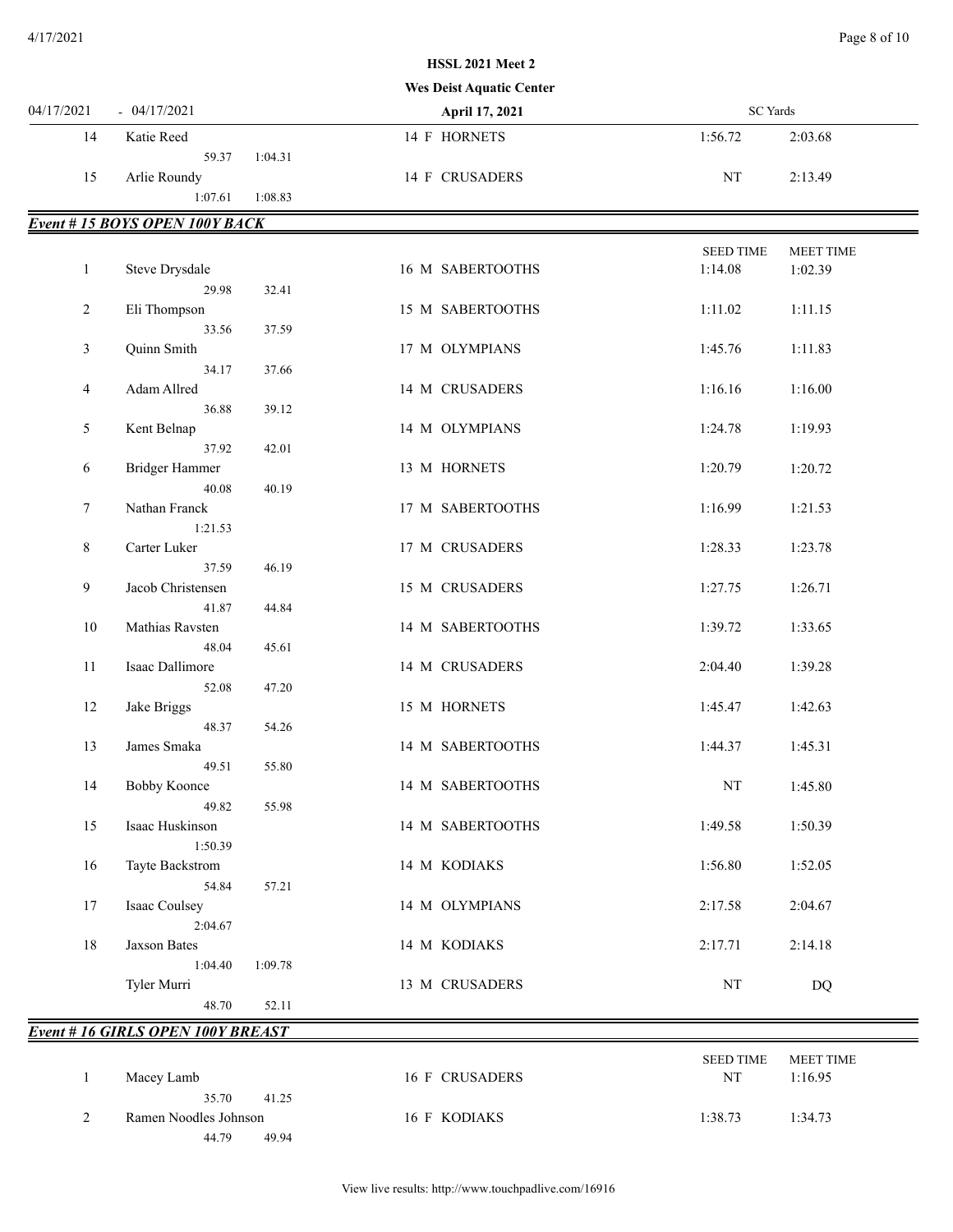**HSSL 2021 Meet 2**

**Wes Deist Aquatic Center**

04/17/2021 - 04/17/2021 | **April 17, 2021** | SC Yards

| Place | Name | Age | Team | Seed Time | Meet Time |
|---|---|---|---|---|---|
| 14 | Katie Reed<br>59.37 1:04.31 | 14 F | HORNETS | 1:56.72 | 2:03.68 |
| 15 | Arlie Roundy<br>1:07.61 1:08.83 | 14 F | CRUSADERS | NT | 2:13.49 |

## *Event # 15 BOYS OPEN 100Y BACK*

| Place | Name | Age | Team | SEED TIME | MEET TIME |
|---|---|---|---|---|---|
| 1 | Steve Drysdale<br>29.98 32.41 | 16 M | SABERTOOTHS | 1:14.08 | 1:02.39 |
| 2 | Eli Thompson<br>33.56 37.59 | 15 M | SABERTOOTHS | 1:11.02 | 1:11.15 |
| 3 | Quinn Smith<br>34.17 37.66 | 17 M | OLYMPIANS | 1:45.76 | 1:11.83 |
| 4 | Adam Allred<br>36.88 39.12 | 14 M | CRUSADERS | 1:16.16 | 1:16.00 |
| 5 | Kent Belnap<br>37.92 42.01 | 14 M | OLYMPIANS | 1:24.78 | 1:19.93 |
| 6 | Bridger Hammer<br>40.08 40.19 | 13 M | HORNETS | 1:20.79 | 1:20.72 |
| 7 | Nathan Franck<br>1:21.53 | 17 M | SABERTOOTHS | 1:16.99 | 1:21.53 |
| 8 | Carter Luker<br>37.59 46.19 | 17 M | CRUSADERS | 1:28.33 | 1:23.78 |
| 9 | Jacob Christensen<br>41.87 44.84 | 15 M | CRUSADERS | 1:27.75 | 1:26.71 |
| 10 | Mathias Ravsten<br>48.04 45.61 | 14 M | SABERTOOTHS | 1:39.72 | 1:33.65 |
| 11 | Isaac Dallimore<br>52.08 47.20 | 14 M | CRUSADERS | 2:04.40 | 1:39.28 |
| 12 | Jake Briggs<br>48.37 54.26 | 15 M | HORNETS | 1:45.47 | 1:42.63 |
| 13 | James Smaka<br>49.51 55.80 | 14 M | SABERTOOTHS | 1:44.37 | 1:45.31 |
| 14 | Bobby Koonce<br>49.82 55.98 | 14 M | SABERTOOTHS | NT | 1:45.80 |
| 15 | Isaac Huskinson<br>1:50.39 | 14 M | SABERTOOTHS | 1:49.58 | 1:50.39 |
| 16 | Tayte Backstrom<br>54.84 57.21 | 14 M | KODIAKS | 1:56.80 | 1:52.05 |
| 17 | Isaac Coulsey<br>2:04.67 | 14 M | OLYMPIANS | 2:17.58 | 2:04.67 |
| 18 | Jaxson Bates<br>1:04.40 1:09.78 | 14 M | KODIAKS | 2:17.71 | 2:14.18 |
| | Tyler Murri<br>48.70 52.11 | 13 M | CRUSADERS | NT | DQ |

## *Event # 16 GIRLS OPEN 100Y BREAST*

| Place | Name | Age | Team | SEED TIME | MEET TIME |
|---|---|---|---|---|---|
| 1 | Macey Lamb<br>35.70 41.25 | 16 F | CRUSADERS | NT | 1:16.95 |
| 2 | Ramen Noodles Johnson<br>44.79 49.94 | 16 F | KODIAKS | 1:38.73 | 1:34.73 |

View live results: http://www.touchpadlive.com/16916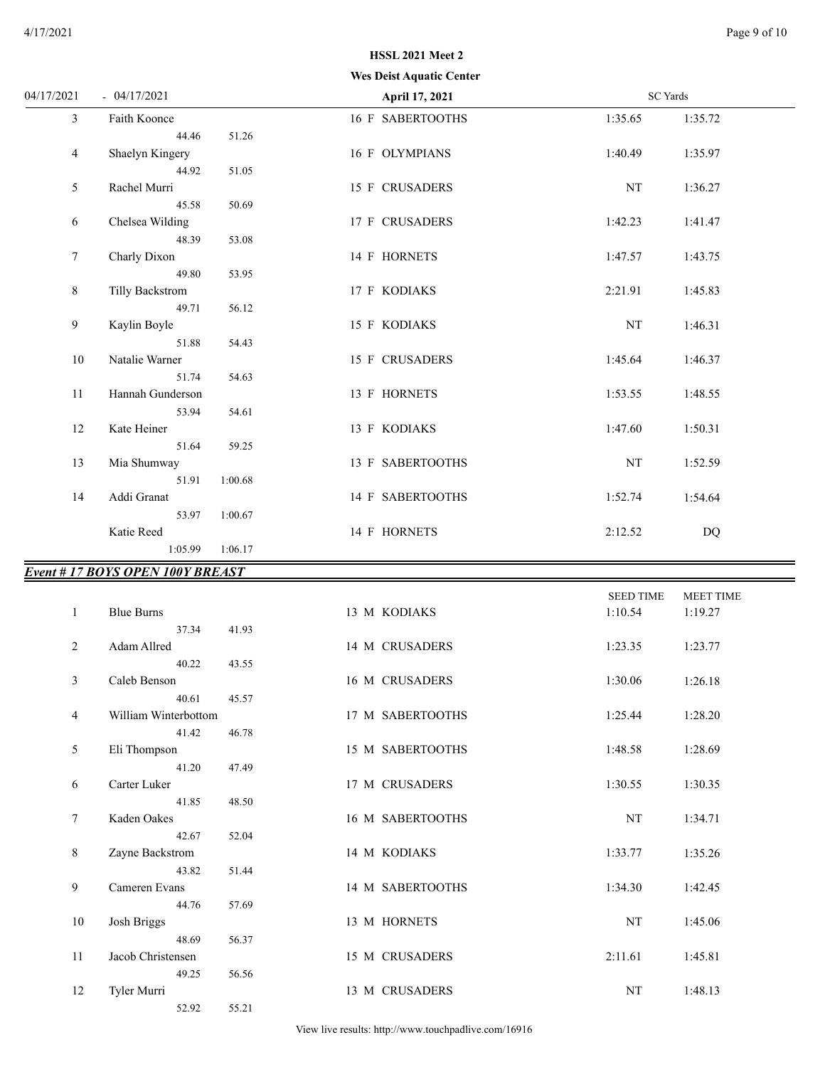**HSSL 2021 Meet 2**

**Wes Deist Aquatic Center**

04/17/2021 - 04/17/2021 **April 17, 2021** SC Yards

| Place | Name | Age | Gender | Team | Seed Time | Meet Time |
|---|---|---|---|---|---|---|
| 3 | Faith Koonce | 16 | F | SABERTOOTHS | 1:35.65 | 1:35.72 |
| | 44.46 51.26 | | | | | |
| 4 | Shaelyn Kingery | 16 | F | OLYMPIANS | 1:40.49 | 1:35.97 |
| | 44.92 51.05 | | | | | |
| 5 | Rachel Murri | 15 | F | CRUSADERS | NT | 1:36.27 |
| | 45.58 50.69 | | | | | |
| 6 | Chelsea Wilding | 17 | F | CRUSADERS | 1:42.23 | 1:41.47 |
| | 48.39 53.08 | | | | | |
| 7 | Charly Dixon | 14 | F | HORNETS | 1:47.57 | 1:43.75 |
| | 49.80 53.95 | | | | | |
| 8 | Tilly Backstrom | 17 | F | KODIAKS | 2:21.91 | 1:45.83 |
| | 49.71 56.12 | | | | | |
| 9 | Kaylin Boyle | 15 | F | KODIAKS | NT | 1:46.31 |
| | 51.88 54.43 | | | | | |
| 10 | Natalie Warner | 15 | F | CRUSADERS | 1:45.64 | 1:46.37 |
| | 51.74 54.63 | | | | | |
| 11 | Hannah Gunderson | 13 | F | HORNETS | 1:53.55 | 1:48.55 |
| | 53.94 54.61 | | | | | |
| 12 | Kate Heiner | 13 | F | KODIAKS | 1:47.60 | 1:50.31 |
| | 51.64 59.25 | | | | | |
| 13 | Mia Shumway | 13 | F | SABERTOOTHS | NT | 1:52.59 |
| | 51.91 1:00.68 | | | | | |
| 14 | Addi Granat | 14 | F | SABERTOOTHS | 1:52.74 | 1:54.64 |
| | 53.97 1:00.67 | | | | | |
| | Katie Reed | 14 | F | HORNETS | 2:12.52 | DQ |
| | 1:05.99 1:06.17 | | | | | |

## *Event # 17 BOYS OPEN 100Y BREAST*

| Place | Name | Age | Gender | Team | SEED TIME | MEET TIME |
|---|---|---|---|---|---|---|
| 1 | Blue Burns | 13 | M | KODIAKS | 1:10.54 | 1:19.27 |
| | 37.34 41.93 | | | | | |
| 2 | Adam Allred | 14 | M | CRUSADERS | 1:23.35 | 1:23.77 |
| | 40.22 43.55 | | | | | |
| 3 | Caleb Benson | 16 | M | CRUSADERS | 1:30.06 | 1:26.18 |
| | 40.61 45.57 | | | | | |
| 4 | William Winterbottom | 17 | M | SABERTOOTHS | 1:25.44 | 1:28.20 |
| | 41.42 46.78 | | | | | |
| 5 | Eli Thompson | 15 | M | SABERTOOTHS | 1:48.58 | 1:28.69 |
| | 41.20 47.49 | | | | | |
| 6 | Carter Luker | 17 | M | CRUSADERS | 1:30.55 | 1:30.35 |
| | 41.85 48.50 | | | | | |
| 7 | Kaden Oakes | 16 | M | SABERTOOTHS | NT | 1:34.71 |
| | 42.67 52.04 | | | | | |
| 8 | Zayne Backstrom | 14 | M | KODIAKS | 1:33.77 | 1:35.26 |
| | 43.82 51.44 | | | | | |
| 9 | Cameren Evans | 14 | M | SABERTOOTHS | 1:34.30 | 1:42.45 |
| | 44.76 57.69 | | | | | |
| 10 | Josh Briggs | 13 | M | HORNETS | NT | 1:45.06 |
| | 48.69 56.37 | | | | | |
| 11 | Jacob Christensen | 15 | M | CRUSADERS | 2:11.61 | 1:45.81 |
| | 49.25 56.56 | | | | | |
| 12 | Tyler Murri | 13 | M | CRUSADERS | NT | 1:48.13 |
| | 52.92 55.21 | | | | | |

View live results: http://www.touchpadlive.com/16916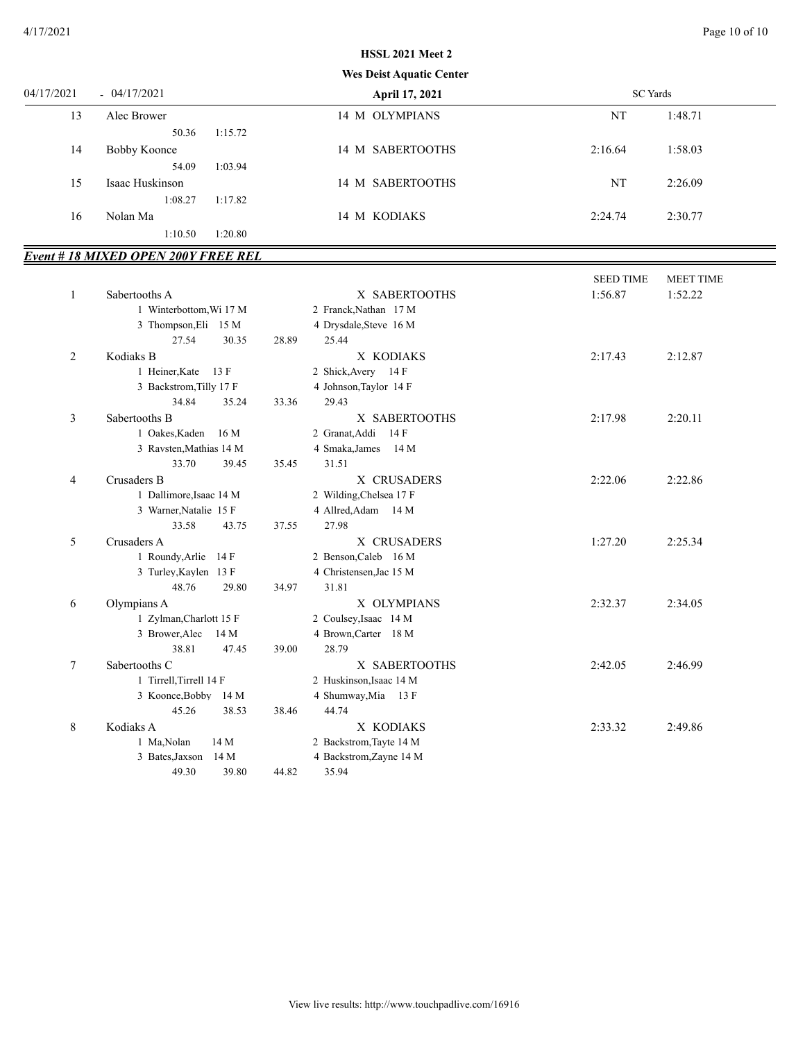**HSSL 2021 Meet 2**

**Wes Deist Aquatic Center**

04/17/2021 - 04/17/2021 **April 17, 2021** SC Yards

| | | | | |
|---|---|---|---|---|
| 13 | Alec Brower<br>50.36 1:15.72 | 14 M OLYMPIANS | NT | 1:48.71 |
| 14 | Bobby Koonce<br>54.09 1:03.94 | 14 M SABERTOOTHS | 2:16.64 | 1:58.03 |
| 15 | Isaac Huskinson<br>1:08.27 1:17.82 | 14 M SABERTOOTHS | NT | 2:26.09 |
| 16 | Nolan Ma<br>1:10.50 1:20.80 | 14 M KODIAKS | 2:24.74 | 2:30.77 |

## *Event # 18 MIXED OPEN 200Y FREE REL*

| | | | SEED TIME | MEET TIME |
|---|---|---|---|---|
| 1 | Sabertooths A<br>1 Winterbottom,Wi 17 M / 2 Franck,Nathan 17 M<br>3 Thompson,Eli 15 M / 4 Drysdale,Steve 16 M<br>27.54 30.35 28.89 25.44 | X SABERTOOTHS | 1:56.87 | 1:52.22 |
| 2 | Kodiaks B<br>1 Heiner,Kate 13 F / 2 Shick,Avery 14 F<br>3 Backstrom,Tilly 17 F / 4 Johnson,Taylor 14 F<br>34.84 35.24 33.36 29.43 | X KODIAKS | 2:17.43 | 2:12.87 |
| 3 | Sabertooths B<br>1 Oakes,Kaden 16 M / 2 Granat,Addi 14 F<br>3 Ravsten,Mathias 14 M / 4 Smaka,James 14 M<br>33.70 39.45 35.45 31.51 | X SABERTOOTHS | 2:17.98 | 2:20.11 |
| 4 | Crusaders B<br>1 Dallimore,Isaac 14 M / 2 Wilding,Chelsea 17 F<br>3 Warner,Natalie 15 F / 4 Allred,Adam 14 M<br>33.58 43.75 37.55 27.98 | X CRUSADERS | 2:22.06 | 2:22.86 |
| 5 | Crusaders A<br>1 Roundy,Arlie 14 F / 2 Benson,Caleb 16 M<br>3 Turley,Kaylen 13 F / 4 Christensen,Jac 15 M<br>48.76 29.80 34.97 31.81 | X CRUSADERS | 1:27.20 | 2:25.34 |
| 6 | Olympians A<br>1 Zylman,Charlott 15 F / 2 Coulsey,Isaac 14 M<br>3 Brower,Alec 14 M / 4 Brown,Carter 18 M<br>38.81 47.45 39.00 28.79 | X OLYMPIANS | 2:32.37 | 2:34.05 |
| 7 | Sabertooths C<br>1 Tirrell,Tirrell 14 F / 2 Huskinson,Isaac 14 M<br>3 Koonce,Bobby 14 M / 4 Shumway,Mia 13 F<br>45.26 38.53 38.46 44.74 | X SABERTOOTHS | 2:42.05 | 2:46.99 |
| 8 | Kodiaks A<br>1 Ma,Nolan 14 M / 2 Backstrom,Tayte 14 M<br>3 Bates,Jaxson 14 M / 4 Backstrom,Zayne 14 M<br>49.30 39.80 44.82 35.94 | X KODIAKS | 2:33.32 | 2:49.86 |

View live results: http://www.touchpadlive.com/16916